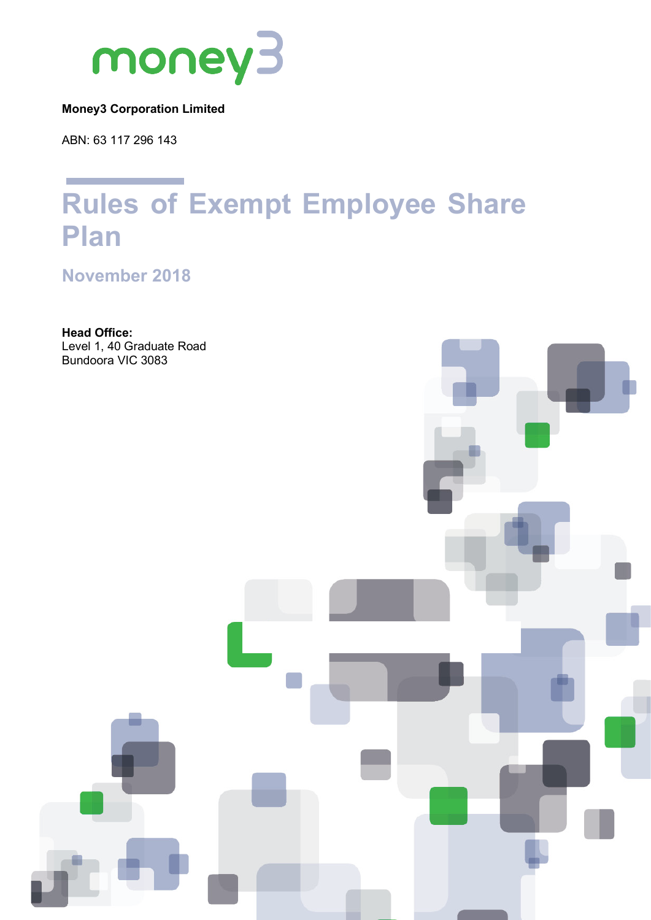money3

**Money3 Corporation Limited**

ABN: 63 117 296 143

# Rules of Exempt Employee Share Plan

## November 2018

**Head Office:**
Level 1, 40 Graduate Road
Bundoora VIC 3083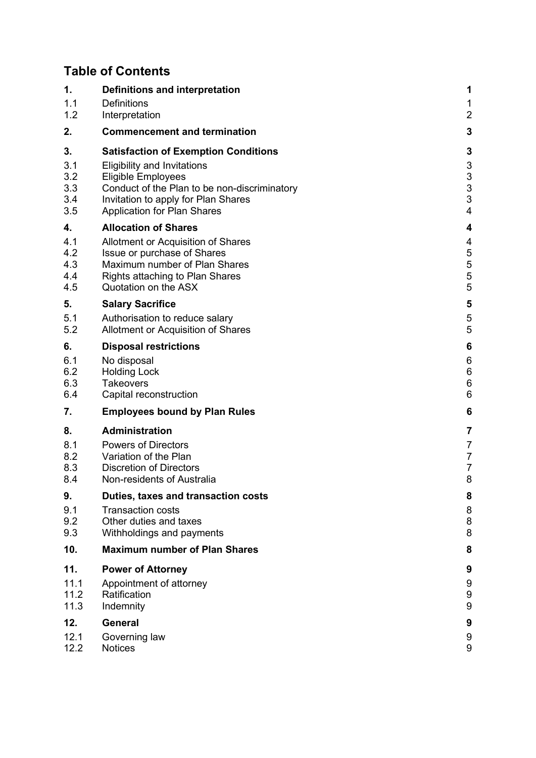## Table of Contents

| | | |
|---|---|---|
| **1.** | **Definitions and interpretation** | **1** |
| 1.1 | Definitions | 1 |
| 1.2 | Interpretation | 2 |
| **2.** | **Commencement and termination** | **3** |
| **3.** | **Satisfaction of Exemption Conditions** | **3** |
| 3.1 | Eligibility and Invitations | 3 |
| 3.2 | Eligible Employees | 3 |
| 3.3 | Conduct of the Plan to be non-discriminatory | 3 |
| 3.4 | Invitation to apply for Plan Shares | 3 |
| 3.5 | Application for Plan Shares | 4 |
| **4.** | **Allocation of Shares** | **4** |
| 4.1 | Allotment or Acquisition of Shares | 4 |
| 4.2 | Issue or purchase of Shares | 5 |
| 4.3 | Maximum number of Plan Shares | 5 |
| 4.4 | Rights attaching to Plan Shares | 5 |
| 4.5 | Quotation on the ASX | 5 |
| **5.** | **Salary Sacrifice** | **5** |
| 5.1 | Authorisation to reduce salary | 5 |
| 5.2 | Allotment or Acquisition of Shares | 5 |
| **6.** | **Disposal restrictions** | **6** |
| 6.1 | No disposal | 6 |
| 6.2 | Holding Lock | 6 |
| 6.3 | Takeovers | 6 |
| 6.4 | Capital reconstruction | 6 |
| **7.** | **Employees bound by Plan Rules** | **6** |
| **8.** | **Administration** | **7** |
| 8.1 | Powers of Directors | 7 |
| 8.2 | Variation of the Plan | 7 |
| 8.3 | Discretion of Directors | 7 |
| 8.4 | Non-residents of Australia | 8 |
| **9.** | **Duties, taxes and transaction costs** | **8** |
| 9.1 | Transaction costs | 8 |
| 9.2 | Other duties and taxes | 8 |
| 9.3 | Withholdings and payments | 8 |
| **10.** | **Maximum number of Plan Shares** | **8** |
| **11.** | **Power of Attorney** | **9** |
| 11.1 | Appointment of attorney | 9 |
| 11.2 | Ratification | 9 |
| 11.3 | Indemnity | 9 |
| **12.** | **General** | **9** |
| 12.1 | Governing law | 9 |
| 12.2 | Notices | 9 |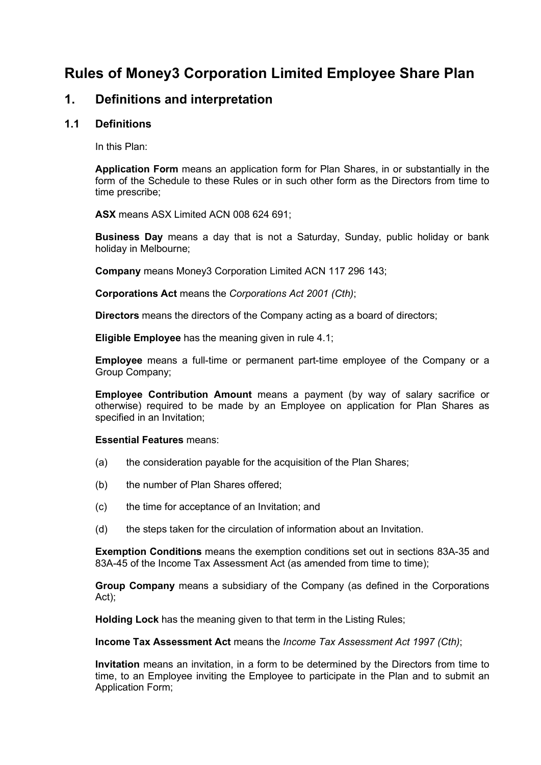# Rules of Money3 Corporation Limited Employee Share Plan

## 1. Definitions and interpretation

### 1.1 Definitions

In this Plan:

**Application Form** means an application form for Plan Shares, in or substantially in the form of the Schedule to these Rules or in such other form as the Directors from time to time prescribe;

**ASX** means ASX Limited ACN 008 624 691;

**Business Day** means a day that is not a Saturday, Sunday, public holiday or bank holiday in Melbourne;

**Company** means Money3 Corporation Limited ACN 117 296 143;

**Corporations Act** means the *Corporations Act 2001 (Cth)*;

**Directors** means the directors of the Company acting as a board of directors;

**Eligible Employee** has the meaning given in rule 4.1;

**Employee** means a full-time or permanent part-time employee of the Company or a Group Company;

**Employee Contribution Amount** means a payment (by way of salary sacrifice or otherwise) required to be made by an Employee on application for Plan Shares as specified in an Invitation;

**Essential Features** means:

(a) the consideration payable for the acquisition of the Plan Shares;

(b) the number of Plan Shares offered;

(c) the time for acceptance of an Invitation; and

(d) the steps taken for the circulation of information about an Invitation.

**Exemption Conditions** means the exemption conditions set out in sections 83A-35 and 83A-45 of the Income Tax Assessment Act (as amended from time to time);

**Group Company** means a subsidiary of the Company (as defined in the Corporations Act);

**Holding Lock** has the meaning given to that term in the Listing Rules;

**Income Tax Assessment Act** means the *Income Tax Assessment Act 1997 (Cth)*;

**Invitation** means an invitation, in a form to be determined by the Directors from time to time, to an Employee inviting the Employee to participate in the Plan and to submit an Application Form;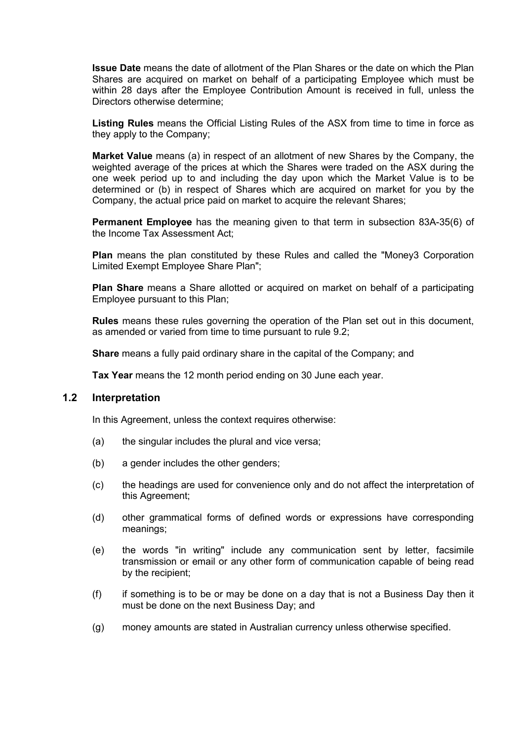**Issue Date** means the date of allotment of the Plan Shares or the date on which the Plan Shares are acquired on market on behalf of a participating Employee which must be within 28 days after the Employee Contribution Amount is received in full, unless the Directors otherwise determine;

**Listing Rules** means the Official Listing Rules of the ASX from time to time in force as they apply to the Company;

**Market Value** means (a) in respect of an allotment of new Shares by the Company, the weighted average of the prices at which the Shares were traded on the ASX during the one week period up to and including the day upon which the Market Value is to be determined or (b) in respect of Shares which are acquired on market for you by the Company, the actual price paid on market to acquire the relevant Shares;

**Permanent Employee** has the meaning given to that term in subsection 83A-35(6) of the Income Tax Assessment Act;

**Plan** means the plan constituted by these Rules and called the "Money3 Corporation Limited Exempt Employee Share Plan";

**Plan Share** means a Share allotted or acquired on market on behalf of a participating Employee pursuant to this Plan;

**Rules** means these rules governing the operation of the Plan set out in this document, as amended or varied from time to time pursuant to rule 9.2;

**Share** means a fully paid ordinary share in the capital of the Company; and

**Tax Year** means the 12 month period ending on 30 June each year.

## 1.2 Interpretation

In this Agreement, unless the context requires otherwise:

(a) the singular includes the plural and vice versa;

(b) a gender includes the other genders;

(c) the headings are used for convenience only and do not affect the interpretation of this Agreement;

(d) other grammatical forms of defined words or expressions have corresponding meanings;

(e) the words "in writing" include any communication sent by letter, facsimile transmission or email or any other form of communication capable of being read by the recipient;

(f) if something is to be or may be done on a day that is not a Business Day then it must be done on the next Business Day; and

(g) money amounts are stated in Australian currency unless otherwise specified.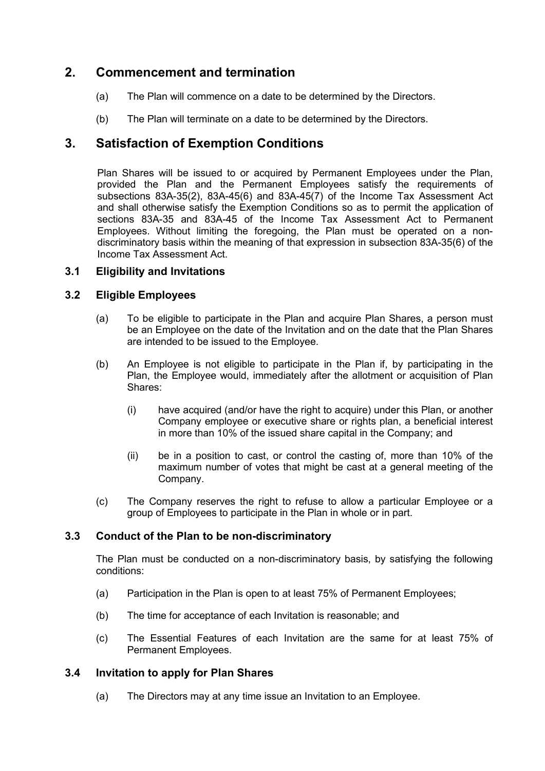## 2. Commencement and termination

(a) The Plan will commence on a date to be determined by the Directors.

(b) The Plan will terminate on a date to be determined by the Directors.

## 3. Satisfaction of Exemption Conditions

Plan Shares will be issued to or acquired by Permanent Employees under the Plan, provided the Plan and the Permanent Employees satisfy the requirements of subsections 83A-35(2), 83A-45(6) and 83A-45(7) of the Income Tax Assessment Act and shall otherwise satisfy the Exemption Conditions so as to permit the application of sections 83A-35 and 83A-45 of the Income Tax Assessment Act to Permanent Employees. Without limiting the foregoing, the Plan must be operated on a non-discriminatory basis within the meaning of that expression in subsection 83A-35(6) of the Income Tax Assessment Act.

### 3.1 Eligibility and Invitations

### 3.2 Eligible Employees

(a) To be eligible to participate in the Plan and acquire Plan Shares, a person must be an Employee on the date of the Invitation and on the date that the Plan Shares are intended to be issued to the Employee.

(b) An Employee is not eligible to participate in the Plan if, by participating in the Plan, the Employee would, immediately after the allotment or acquisition of Plan Shares:

(i) have acquired (and/or have the right to acquire) under this Plan, or another Company employee or executive share or rights plan, a beneficial interest in more than 10% of the issued share capital in the Company; and

(ii) be in a position to cast, or control the casting of, more than 10% of the maximum number of votes that might be cast at a general meeting of the Company.

(c) The Company reserves the right to refuse to allow a particular Employee or a group of Employees to participate in the Plan in whole or in part.

### 3.3 Conduct of the Plan to be non-discriminatory

The Plan must be conducted on a non-discriminatory basis, by satisfying the following conditions:

(a) Participation in the Plan is open to at least 75% of Permanent Employees;

(b) The time for acceptance of each Invitation is reasonable; and

(c) The Essential Features of each Invitation are the same for at least 75% of Permanent Employees.

### 3.4 Invitation to apply for Plan Shares

(a) The Directors may at any time issue an Invitation to an Employee.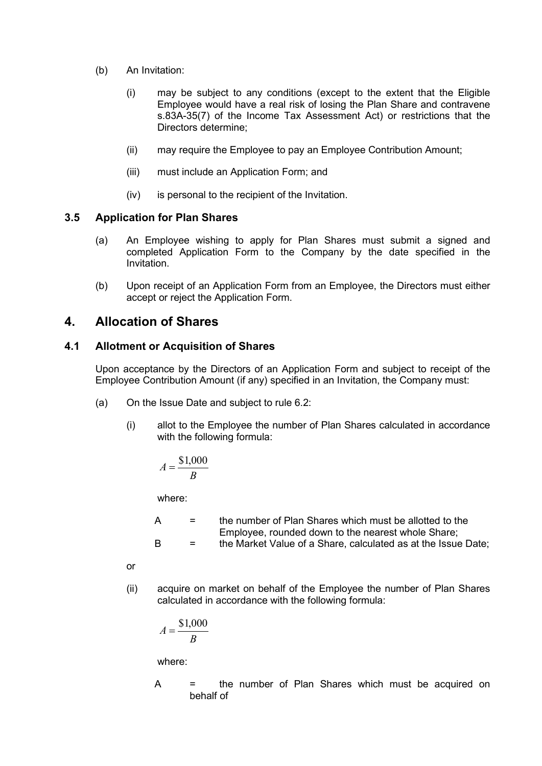(b) An Invitation:

  (i) may be subject to any conditions (except to the extent that the Eligible Employee would have a real risk of losing the Plan Share and contravene s.83A-35(7) of the Income Tax Assessment Act) or restrictions that the Directors determine;

  (ii) may require the Employee to pay an Employee Contribution Amount;

  (iii) must include an Application Form; and

  (iv) is personal to the recipient of the Invitation.

### 3.5 Application for Plan Shares

(a) An Employee wishing to apply for Plan Shares must submit a signed and completed Application Form to the Company by the date specified in the Invitation.

(b) Upon receipt of an Application Form from an Employee, the Directors must either accept or reject the Application Form.

## 4. Allocation of Shares

### 4.1 Allotment or Acquisition of Shares

Upon acceptance by the Directors of an Application Form and subject to receipt of the Employee Contribution Amount (if any) specified in an Invitation, the Company must:

(a) On the Issue Date and subject to rule 6.2:

  (i) allot to the Employee the number of Plan Shares calculated in accordance with the following formula:

$$A = \frac{\$1,000}{B}$$

  where:

  A = the number of Plan Shares which must be allotted to the Employee, rounded down to the nearest whole Share;

  B = the Market Value of a Share, calculated as at the Issue Date;

  or

  (ii) acquire on market on behalf of the Employee the number of Plan Shares calculated in accordance with the following formula:

$$A = \frac{\$1,000}{B}$$

  where:

  A = the number of Plan Shares which must be acquired on behalf of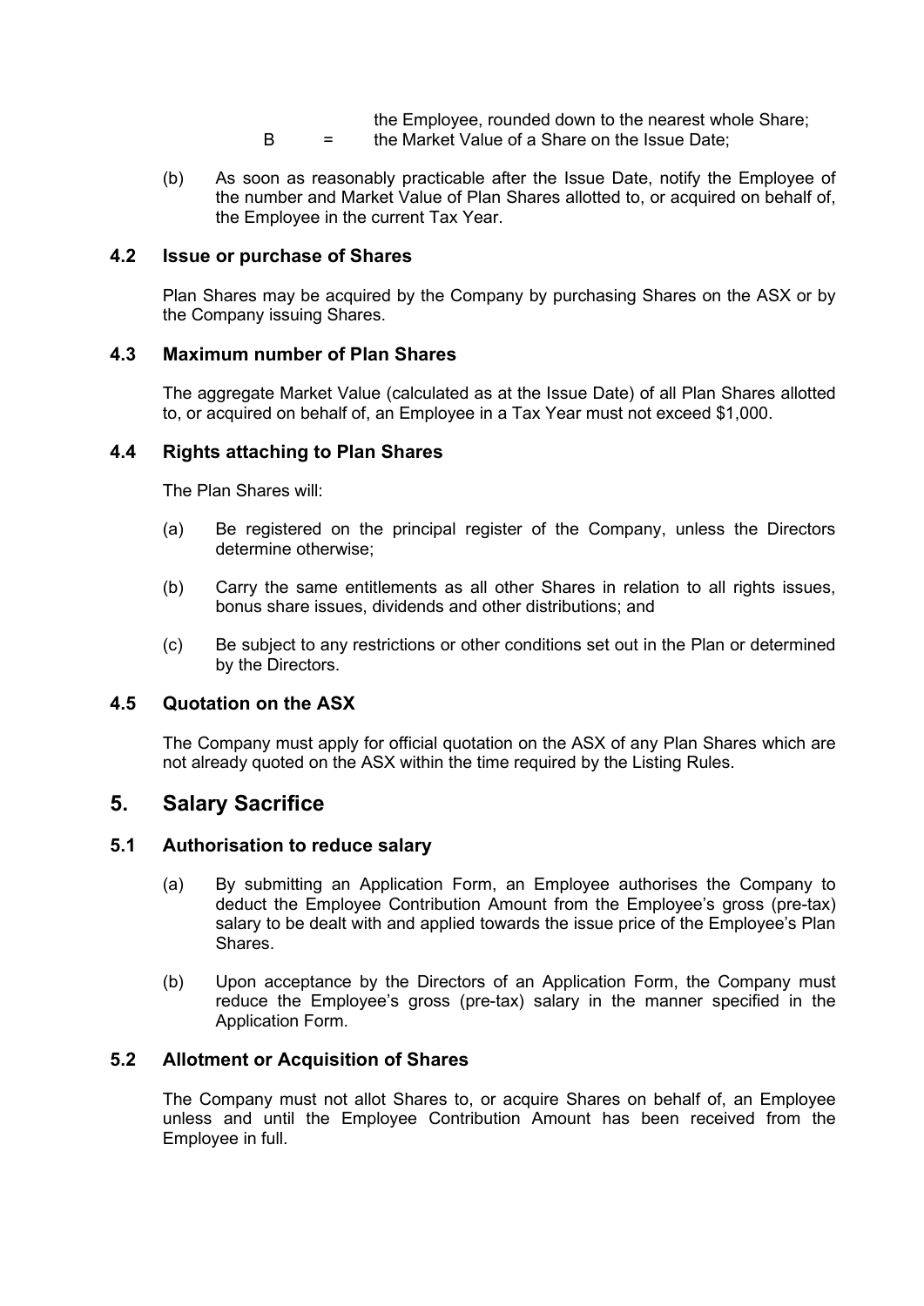the Employee, rounded down to the nearest whole Share;

B = the Market Value of a Share on the Issue Date;

(b) As soon as reasonably practicable after the Issue Date, notify the Employee of the number and Market Value of Plan Shares allotted to, or acquired on behalf of, the Employee in the current Tax Year.

### 4.2 Issue or purchase of Shares

Plan Shares may be acquired by the Company by purchasing Shares on the ASX or by the Company issuing Shares.

### 4.3 Maximum number of Plan Shares

The aggregate Market Value (calculated as at the Issue Date) of all Plan Shares allotted to, or acquired on behalf of, an Employee in a Tax Year must not exceed $1,000.

### 4.4 Rights attaching to Plan Shares

The Plan Shares will:

(a) Be registered on the principal register of the Company, unless the Directors determine otherwise;

(b) Carry the same entitlements as all other Shares in relation to all rights issues, bonus share issues, dividends and other distributions; and

(c) Be subject to any restrictions or other conditions set out in the Plan or determined by the Directors.

### 4.5 Quotation on the ASX

The Company must apply for official quotation on the ASX of any Plan Shares which are not already quoted on the ASX within the time required by the Listing Rules.

## 5. Salary Sacrifice

### 5.1 Authorisation to reduce salary

(a) By submitting an Application Form, an Employee authorises the Company to deduct the Employee Contribution Amount from the Employee's gross (pre-tax) salary to be dealt with and applied towards the issue price of the Employee's Plan Shares.

(b) Upon acceptance by the Directors of an Application Form, the Company must reduce the Employee's gross (pre-tax) salary in the manner specified in the Application Form.

### 5.2 Allotment or Acquisition of Shares

The Company must not allot Shares to, or acquire Shares on behalf of, an Employee unless and until the Employee Contribution Amount has been received from the Employee in full.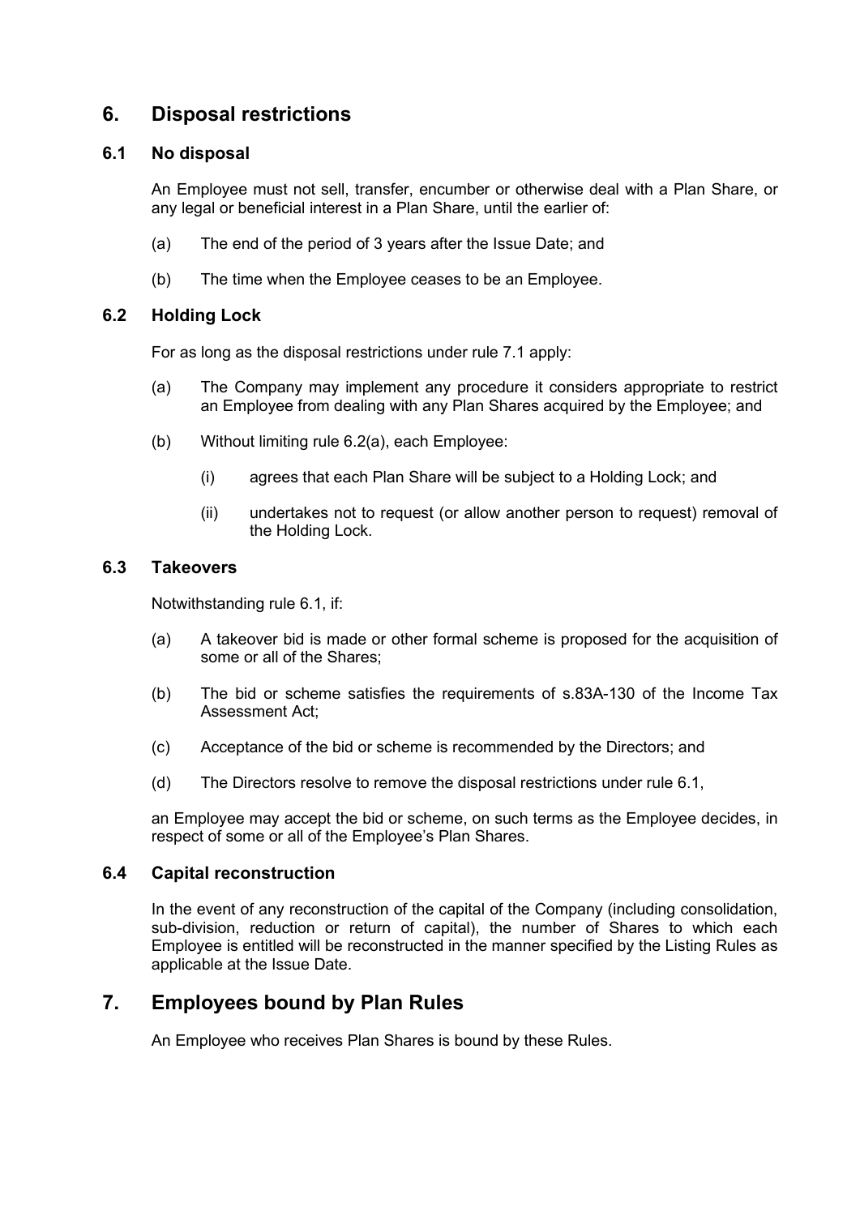## 6. Disposal restrictions

### 6.1 No disposal

An Employee must not sell, transfer, encumber or otherwise deal with a Plan Share, or any legal or beneficial interest in a Plan Share, until the earlier of:

(a) The end of the period of 3 years after the Issue Date; and

(b) The time when the Employee ceases to be an Employee.

### 6.2 Holding Lock

For as long as the disposal restrictions under rule 7.1 apply:

(a) The Company may implement any procedure it considers appropriate to restrict an Employee from dealing with any Plan Shares acquired by the Employee; and

(b) Without limiting rule 6.2(a), each Employee:

  (i) agrees that each Plan Share will be subject to a Holding Lock; and

  (ii) undertakes not to request (or allow another person to request) removal of the Holding Lock.

### 6.3 Takeovers

Notwithstanding rule 6.1, if:

(a) A takeover bid is made or other formal scheme is proposed for the acquisition of some or all of the Shares;

(b) The bid or scheme satisfies the requirements of s.83A-130 of the Income Tax Assessment Act;

(c) Acceptance of the bid or scheme is recommended by the Directors; and

(d) The Directors resolve to remove the disposal restrictions under rule 6.1,

an Employee may accept the bid or scheme, on such terms as the Employee decides, in respect of some or all of the Employee's Plan Shares.

### 6.4 Capital reconstruction

In the event of any reconstruction of the capital of the Company (including consolidation, sub-division, reduction or return of capital), the number of Shares to which each Employee is entitled will be reconstructed in the manner specified by the Listing Rules as applicable at the Issue Date.

## 7. Employees bound by Plan Rules

An Employee who receives Plan Shares is bound by these Rules.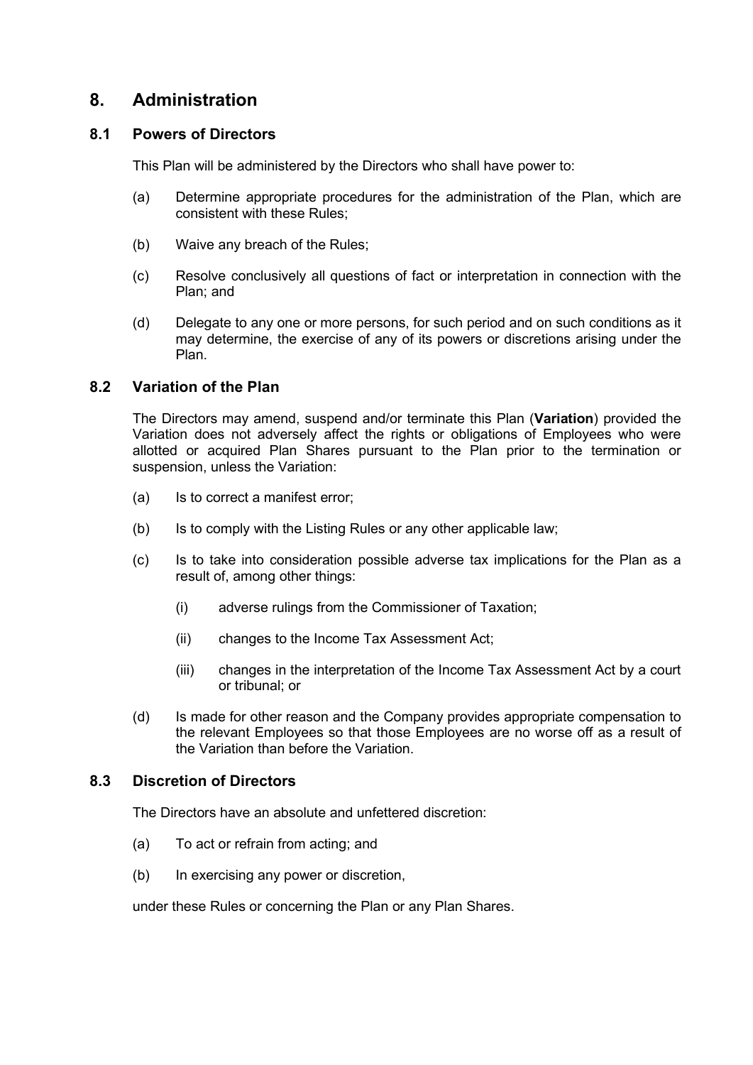## 8. Administration

### 8.1 Powers of Directors

This Plan will be administered by the Directors who shall have power to:

(a) Determine appropriate procedures for the administration of the Plan, which are consistent with these Rules;

(b) Waive any breach of the Rules;

(c) Resolve conclusively all questions of fact or interpretation in connection with the Plan; and

(d) Delegate to any one or more persons, for such period and on such conditions as it may determine, the exercise of any of its powers or discretions arising under the Plan.

### 8.2 Variation of the Plan

The Directors may amend, suspend and/or terminate this Plan (**Variation**) provided the Variation does not adversely affect the rights or obligations of Employees who were allotted or acquired Plan Shares pursuant to the Plan prior to the termination or suspension, unless the Variation:

(a) Is to correct a manifest error;

(b) Is to comply with the Listing Rules or any other applicable law;

(c) Is to take into consideration possible adverse tax implications for the Plan as a result of, among other things:

   (i) adverse rulings from the Commissioner of Taxation;

   (ii) changes to the Income Tax Assessment Act;

   (iii) changes in the interpretation of the Income Tax Assessment Act by a court or tribunal; or

(d) Is made for other reason and the Company provides appropriate compensation to the relevant Employees so that those Employees are no worse off as a result of the Variation than before the Variation.

### 8.3 Discretion of Directors

The Directors have an absolute and unfettered discretion:

(a) To act or refrain from acting; and

(b) In exercising any power or discretion,

under these Rules or concerning the Plan or any Plan Shares.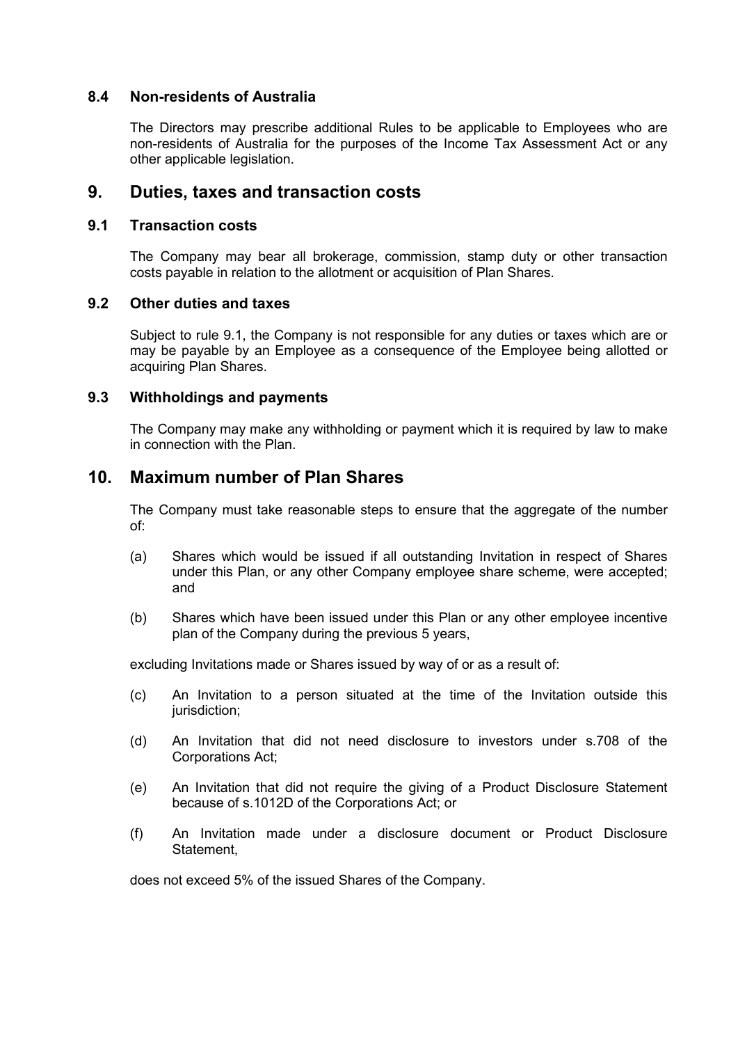### 8.4 Non-residents of Australia

The Directors may prescribe additional Rules to be applicable to Employees who are non-residents of Australia for the purposes of the Income Tax Assessment Act or any other applicable legislation.

## 9. Duties, taxes and transaction costs

### 9.1 Transaction costs

The Company may bear all brokerage, commission, stamp duty or other transaction costs payable in relation to the allotment or acquisition of Plan Shares.

### 9.2 Other duties and taxes

Subject to rule 9.1, the Company is not responsible for any duties or taxes which are or may be payable by an Employee as a consequence of the Employee being allotted or acquiring Plan Shares.

### 9.3 Withholdings and payments

The Company may make any withholding or payment which it is required by law to make in connection with the Plan.

## 10. Maximum number of Plan Shares

The Company must take reasonable steps to ensure that the aggregate of the number of:

(a) Shares which would be issued if all outstanding Invitation in respect of Shares under this Plan, or any other Company employee share scheme, were accepted; and

(b) Shares which have been issued under this Plan or any other employee incentive plan of the Company during the previous 5 years,

excluding Invitations made or Shares issued by way of or as a result of:

(c) An Invitation to a person situated at the time of the Invitation outside this jurisdiction;

(d) An Invitation that did not need disclosure to investors under s.708 of the Corporations Act;

(e) An Invitation that did not require the giving of a Product Disclosure Statement because of s.1012D of the Corporations Act; or

(f) An Invitation made under a disclosure document or Product Disclosure Statement,

does not exceed 5% of the issued Shares of the Company.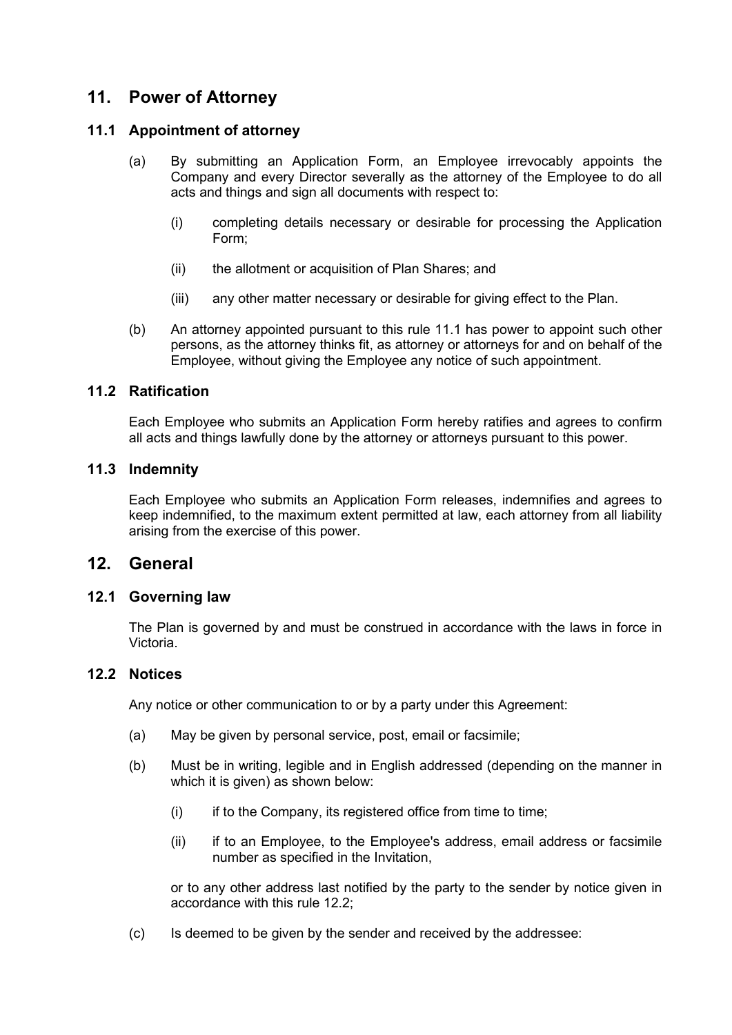## 11. Power of Attorney

### 11.1 Appointment of attorney

(a) By submitting an Application Form, an Employee irrevocably appoints the Company and every Director severally as the attorney of the Employee to do all acts and things and sign all documents with respect to:

(i) completing details necessary or desirable for processing the Application Form;

(ii) the allotment or acquisition of Plan Shares; and

(iii) any other matter necessary or desirable for giving effect to the Plan.

(b) An attorney appointed pursuant to this rule 11.1 has power to appoint such other persons, as the attorney thinks fit, as attorney or attorneys for and on behalf of the Employee, without giving the Employee any notice of such appointment.

### 11.2 Ratification

Each Employee who submits an Application Form hereby ratifies and agrees to confirm all acts and things lawfully done by the attorney or attorneys pursuant to this power.

### 11.3 Indemnity

Each Employee who submits an Application Form releases, indemnifies and agrees to keep indemnified, to the maximum extent permitted at law, each attorney from all liability arising from the exercise of this power.

## 12. General

### 12.1 Governing law

The Plan is governed by and must be construed in accordance with the laws in force in Victoria.

### 12.2 Notices

Any notice or other communication to or by a party under this Agreement:

(a) May be given by personal service, post, email or facsimile;

(b) Must be in writing, legible and in English addressed (depending on the manner in which it is given) as shown below:

(i) if to the Company, its registered office from time to time;

(ii) if to an Employee, to the Employee's address, email address or facsimile number as specified in the Invitation,

or to any other address last notified by the party to the sender by notice given in accordance with this rule 12.2;

(c) Is deemed to be given by the sender and received by the addressee: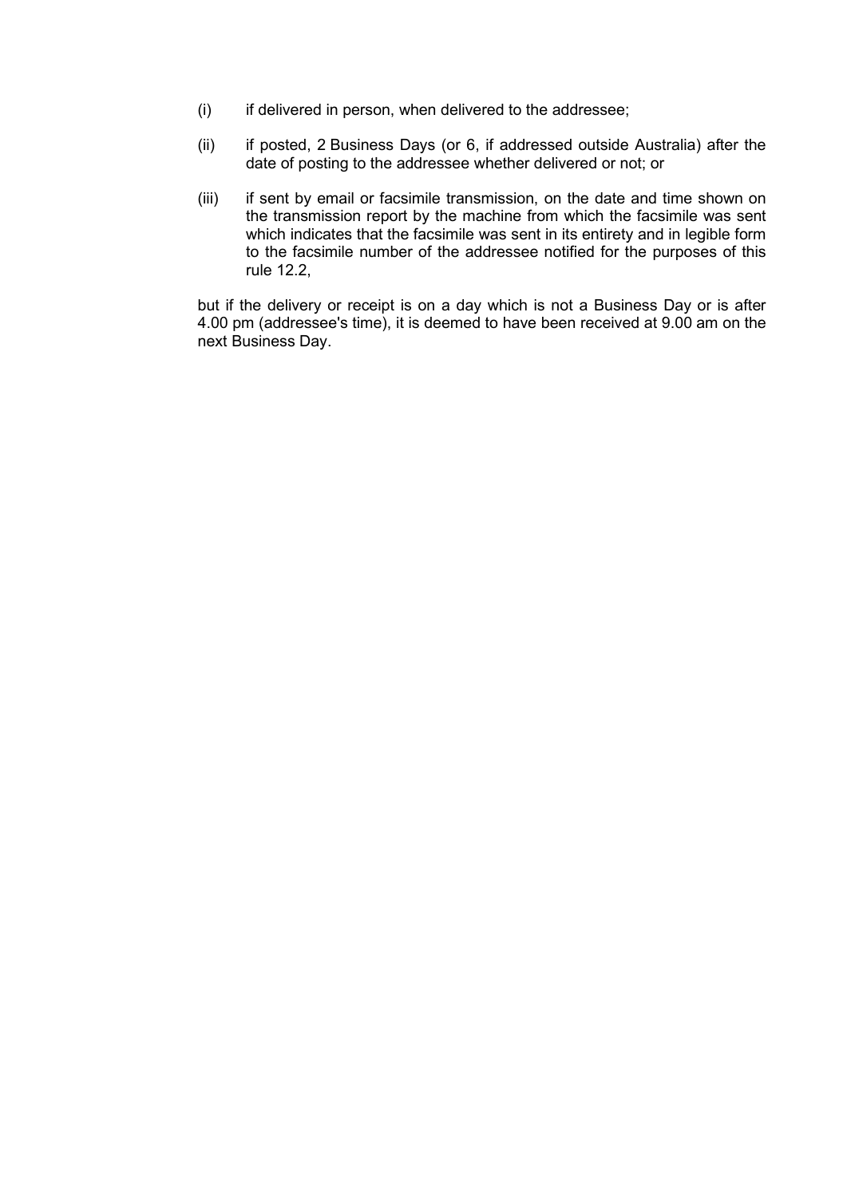(i) if delivered in person, when delivered to the addressee;

(ii) if posted, 2 Business Days (or 6, if addressed outside Australia) after the date of posting to the addressee whether delivered or not; or

(iii) if sent by email or facsimile transmission, on the date and time shown on the transmission report by the machine from which the facsimile was sent which indicates that the facsimile was sent in its entirety and in legible form to the facsimile number of the addressee notified for the purposes of this rule 12.2,

but if the delivery or receipt is on a day which is not a Business Day or is after 4.00 pm (addressee's time), it is deemed to have been received at 9.00 am on the next Business Day.